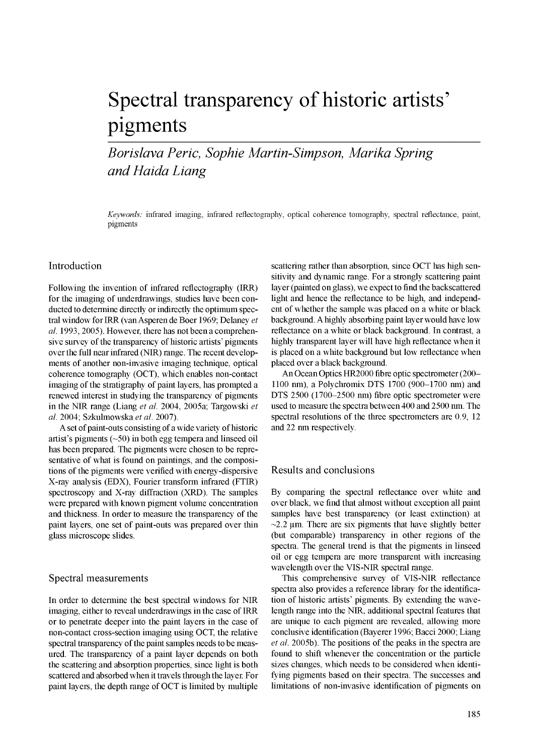# Spectral transparency of historic artists' pigments

*Borislava Peric, Sophie Martin-Simpson, Marika Spring and Haida Liang*

*Keywords:* infrared imaging, infrared reflectography, optical coherence tomography, spectral reflectance, paint, pigments

## Introduction

Following the invention of infrared reflectography (IRR) for the imaging of underdrawings, studies have been conducted to determine directly or indirectly the optimum spectral window for IRR (van Asperen de Boer 1969; Delaney *et al.* 1993, 2005). However, there has not been a comprehensive survey of the transparency of historic artists' pigments over the full near infrared (NIR) range. The recent developments of another non-invasive imaging technique, optical coherence tomography (OCT), which enables non-contact imaging of the stratigraphy of paint layers, has prompted a renewed interest in studying the transparency of pigments in the NIR range (Liang *et al.* 2004, 2005a; Targowski *et al.* 2004; Szkulmowska *et al.* 2007).

A set of paint-outs consisting of a wide variety of historic artist's pigments (~50) in both egg tempera and linseed oil has been prepared. The pigments were chosen to be representative of what is found on paintings, and the compositions of the pigments were verified with energy-dispersive X-ray analysis (EDX), Fourier transform infrared (FTIR) spectroscopy and X-ray diffraction (XRD). The samples were prepared with known pigment volume concentration and thickness. In order to measure the transparency of the paint layers, one set of paint-outs was prepared over thin glass microscope slides.

## Spectral measurements

In order to determine the best spectral windows for NIR imaging, either to reveal underdrawings in the case of IRR or to penetrate deeper into the paint layers in the case of non-contact cross-section imaging using OCT, the relative spectral transparency of the paint samples needs to be measured. The transparency of a paint layer depends on both the scattering and absorption properties, since light is both scattered and absorbed when it travels through the layer. For paint layers, the depth range of OCT is limited by multiple scattering rather than absorption, since OCT has high sensitivity and dynamic range. For a strongly scattering paint layer (painted on glass), we expect to find the backscattered light and hence the reflectance to be high, and independent of whether the sample was placed on a white or black background. A highly absorbing paint layer would have low reflectance on a white or black background. In contrast, a highly transparent layer will have high reflectance when it is placed on a white background but low reflectance when placed over a black background.

An Ocean Optics HR2000 fibre optic spectrometer (200–1100 nm), a Polychromix DTS 1700 (900–1700 nm) and DTS 2500 (1700–2500 nm) fibre optic spectrometer were used to measure the spectra between 400 and 2500 nm. The spectral resolutions of the three spectrometers are 0.9, 12 and 22 nm respectively.

## Results and conclusions

By comparing the spectral reflectance over white and over black, we find that almost without exception all paint samples have best transparency (or least extinction) at ~2.2 μm. There are six pigments that have slightly better (but comparable) transparency in other regions of the spectra. The general trend is that the pigments in linseed oil or egg tempera are more transparent with increasing wavelength over the VIS-NIR spectral range.

This comprehensive survey of VIS-NIR reflectance spectra also provides a reference library for the identification of historic artists' pigments. By extending the wavelength range into the NIR, additional spectral features that are unique to each pigment are revealed, allowing more conclusive identification (Bayerer 1996; Bacci 2000; Liang *et al.* 2005b). The positions of the peaks in the spectra are found to shift whenever the concentration or the particle sizes changes, which needs to be considered when identifying pigments based on their spectra. The successes and limitations of non-invasive identification of pigments on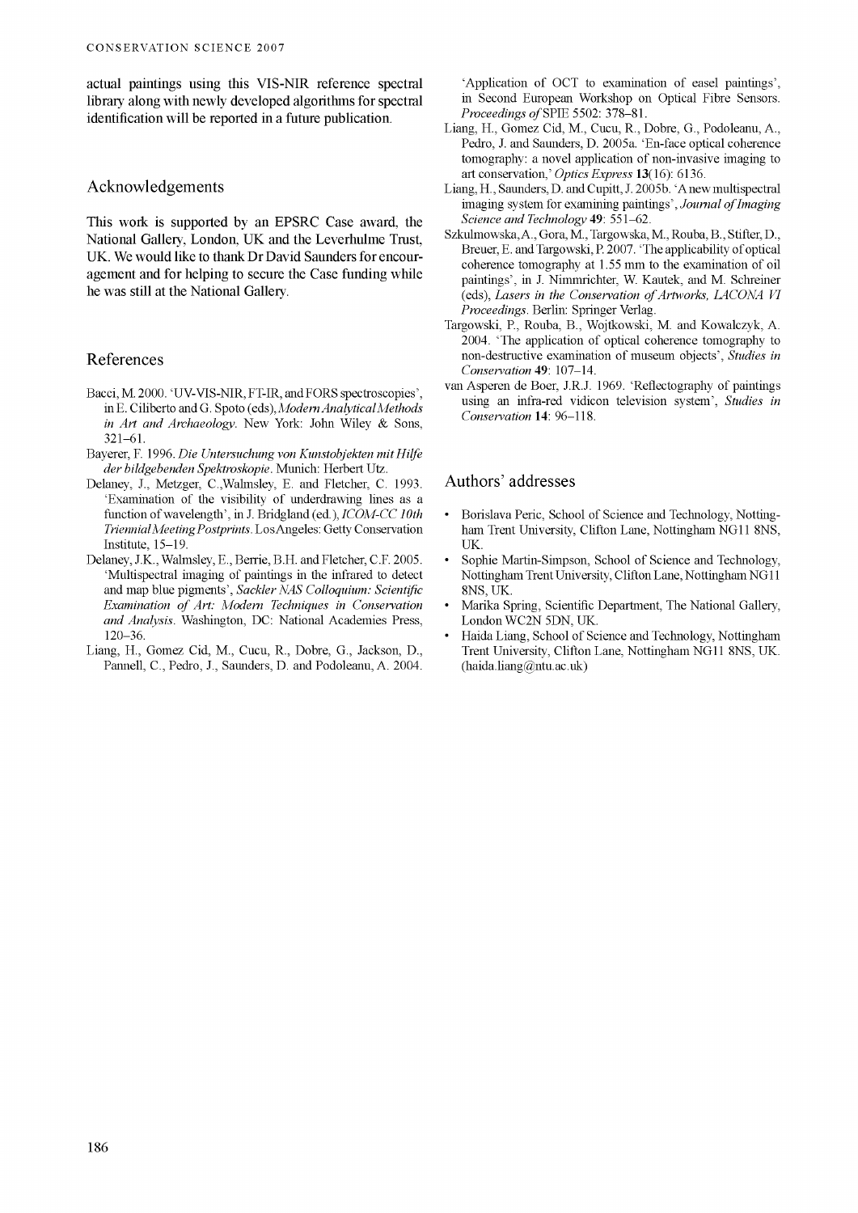actual paintings using this VIS-NIR reference spectral library along with newly developed algorithms for spectral identification will be reported in a future publication.

## Acknowledgements

This work is supported by an EPSRC Case award, the National Gallery, London, UK and the Leverhulme Trust, UK. We would like to thank Dr David Saunders for encouragement and for helping to secure the Case funding while he was still at the National Gallery.

## References

Bacci, M. 2000. 'UV-VIS-NIR, FT-IR, and FORS spectroscopies', in E. Ciliberto and G. Spoto (eds), *Modern Analytical Methods in Art and Archaeology*. New York: John Wiley & Sons, 321–61.

Bayerer, F. 1996. *Die Untersuchung von Kunstobjekten mit Hilfe der bildgebenden Spektroskopie*. Munich: Herbert Utz.

Delaney, J., Metzger, C.,Walmsley, E. and Fletcher, C. 1993. 'Examination of the visibility of underdrawing lines as a function of wavelength', in J. Bridgland (ed.), *ICOM-CC 10th Triennial Meeting Postprints*. Los Angeles: Getty Conservation Institute, 15–19.

Delaney, J.K., Walmsley, E., Berrie, B.H. and Fletcher, C.F. 2005. 'Multispectral imaging of paintings in the infrared to detect and map blue pigments', *Sackler NAS Colloquium: Scientific Examination of Art: Modern Techniques in Conservation and Analysis*. Washington, DC: National Academies Press, 120–36.

Liang, H., Gomez Cid, M., Cucu, R., Dobre, G., Jackson, D., Pannell, C., Pedro, J., Saunders, D. and Podoleanu, A. 2004. 'Application of OCT to examination of easel paintings', in Second European Workshop on Optical Fibre Sensors. *Proceedings of* SPIE 5502: 378–81.

Liang, H., Gomez Cid, M., Cucu, R., Dobre, G., Podoleanu, A., Pedro, J. and Saunders, D. 2005a. 'En-face optical coherence tomography: a novel application of non-invasive imaging to art conservation,' *Optics Express* **13**(16): 6136.

Liang, H., Saunders, D. and Cupitt, J. 2005b. 'A new multispectral imaging system for examining paintings', *Journal of Imaging Science and Technology* **49**: 551–62.

Szkulmowska, A., Gora, M., Targowska, M., Rouba, B., Stifter, D., Breuer, E. and Targowski, P. 2007. 'The applicability of optical coherence tomography at 1.55 mm to the examination of oil paintings', in J. Nimmrichter, W. Kautek, and M. Schreiner (eds), *Lasers in the Conservation of Artworks, LACONA VI Proceedings*. Berlin: Springer Verlag.

Targowski, P., Rouba, B., Wojtkowski, M. and Kowalczyk, A. 2004. 'The application of optical coherence tomography to non-destructive examination of museum objects', *Studies in Conservation* **49**: 107–14.

van Asperen de Boer, J.R.J. 1969. 'Reflectography of paintings using an infra-red vidicon television system', *Studies in Conservation* **14**: 96–118.

## Authors' addresses

- Borislava Peric, School of Science and Technology, Nottingham Trent University, Clifton Lane, Nottingham NG11 8NS, UK.
- Sophie Martin-Simpson, School of Science and Technology, Nottingham Trent University, Clifton Lane, Nottingham NG11 8NS, UK.
- Marika Spring, Scientific Department, The National Gallery, London WC2N 5DN, UK.
- Haida Liang, School of Science and Technology, Nottingham Trent University, Clifton Lane, Nottingham NG11 8NS, UK. (haida.liang@ntu.ac.uk)